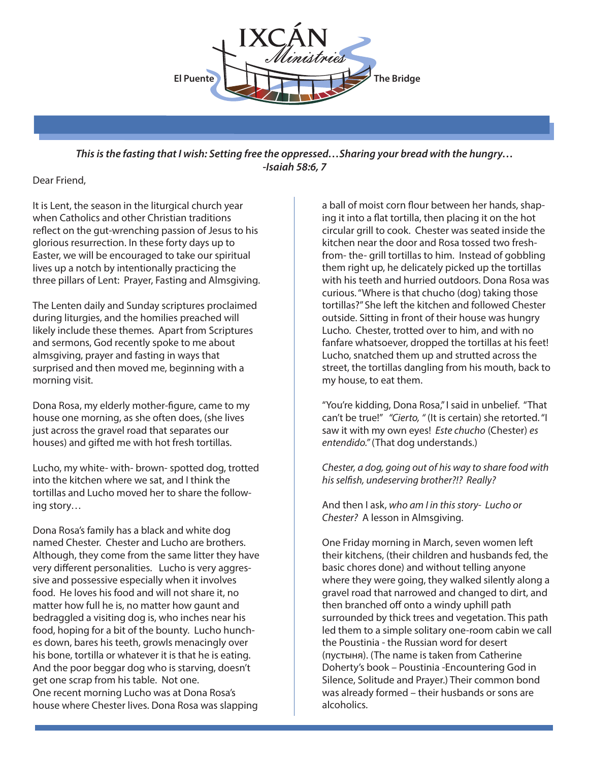IXCÁN Ministries

El Puente The Bridge

***This is the fasting that I wish: Setting free the oppressed…Sharing your bread with the hungry…***
***-Isaiah 58:6, 7***

Dear Friend,

It is Lent, the season in the liturgical church year when Catholics and other Christian traditions reflect on the gut-wrenching passion of Jesus to his glorious resurrection. In these forty days up to Easter, we will be encouraged to take our spiritual lives up a notch by intentionally practicing the three pillars of Lent: Prayer, Fasting and Almsgiving.

The Lenten daily and Sunday scriptures proclaimed during liturgies, and the homilies preached will likely include these themes. Apart from Scriptures and sermons, God recently spoke to me about almsgiving, prayer and fasting in ways that surprised and then moved me, beginning with a morning visit.

Dona Rosa, my elderly mother-figure, came to my house one morning, as she often does, (she lives just across the gravel road that separates our houses) and gifted me with hot fresh tortillas.

Lucho, my white- with- brown- spotted dog, trotted into the kitchen where we sat, and I think the tortillas and Lucho moved her to share the following story…

Dona Rosa's family has a black and white dog named Chester. Chester and Lucho are brothers. Although, they come from the same litter they have very different personalities. Lucho is very aggressive and possessive especially when it involves food. He loves his food and will not share it, no matter how full he is, no matter how gaunt and bedraggled a visiting dog is, who inches near his food, hoping for a bit of the bounty. Lucho hunches down, bares his teeth, growls menacingly over his bone, tortilla or whatever it is that he is eating. And the poor beggar dog who is starving, doesn't get one scrap from his table. Not one.
One recent morning Lucho was at Dona Rosa's house where Chester lives. Dona Rosa was slapping a ball of moist corn flour between her hands, shaping it into a flat tortilla, then placing it on the hot circular grill to cook. Chester was seated inside the kitchen near the door and Rosa tossed two fresh-from- the- grill tortillas to him. Instead of gobbling them right up, he delicately picked up the tortillas with his teeth and hurried outdoors. Dona Rosa was curious. "Where is that chucho (dog) taking those tortillas?" She left the kitchen and followed Chester outside. Sitting in front of their house was hungry Lucho. Chester, trotted over to him, and with no fanfare whatsoever, dropped the tortillas at his feet! Lucho, snatched them up and strutted across the street, the tortillas dangling from his mouth, back to my house, to eat them.

"You're kidding, Dona Rosa," I said in unbelief. "That can't be true!" *"Cierto, "* (It is certain) she retorted. "I saw it with my own eyes! *Este chucho* (Chester) *es entendido."* (That dog understands.)

*Chester, a dog, going out of his way to share food with his selfish, undeserving brother?!? Really?*

And then I ask, *who am I in this story- Lucho or Chester?* A lesson in Almsgiving.

One Friday morning in March, seven women left their kitchens, (their children and husbands fed, the basic chores done) and without telling anyone where they were going, they walked silently along a gravel road that narrowed and changed to dirt, and then branched off onto a windy uphill path surrounded by thick trees and vegetation. This path led them to a simple solitary one-room cabin we call the Poustinia - the Russian word for desert (пустыня). (The name is taken from Catherine Doherty's book – Poustinia -Encountering God in Silence, Solitude and Prayer.) Their common bond was already formed – their husbands or sons are alcoholics.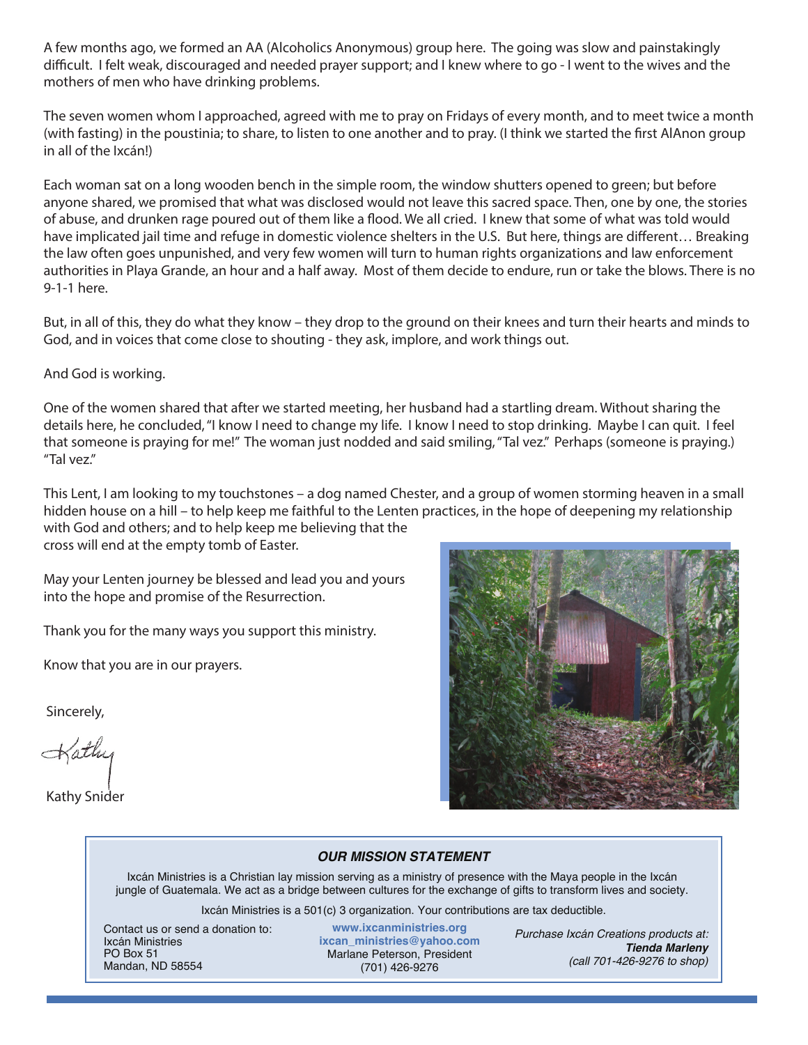A few months ago, we formed an AA (Alcoholics Anonymous) group here. The going was slow and painstakingly difficult. I felt weak, discouraged and needed prayer support; and I knew where to go - I went to the wives and the mothers of men who have drinking problems.

The seven women whom I approached, agreed with me to pray on Fridays of every month, and to meet twice a month (with fasting) in the poustinia; to share, to listen to one another and to pray. (I think we started the first AlAnon group in all of the Ixcán!)

Each woman sat on a long wooden bench in the simple room, the window shutters opened to green; but before anyone shared, we promised that what was disclosed would not leave this sacred space. Then, one by one, the stories of abuse, and drunken rage poured out of them like a flood. We all cried. I knew that some of what was told would have implicated jail time and refuge in domestic violence shelters in the U.S. But here, things are different… Breaking the law often goes unpunished, and very few women will turn to human rights organizations and law enforcement authorities in Playa Grande, an hour and a half away. Most of them decide to endure, run or take the blows. There is no 9-1-1 here.

But, in all of this, they do what they know – they drop to the ground on their knees and turn their hearts and minds to God, and in voices that come close to shouting - they ask, implore, and work things out.

And God is working.

One of the women shared that after we started meeting, her husband had a startling dream. Without sharing the details here, he concluded, "I know I need to change my life. I know I need to stop drinking. Maybe I can quit. I feel that someone is praying for me!" The woman just nodded and said smiling, "Tal vez." Perhaps (someone is praying.) "Tal vez."

This Lent, I am looking to my touchstones – a dog named Chester, and a group of women storming heaven in a small hidden house on a hill – to help keep me faithful to the Lenten practices, in the hope of deepening my relationship with God and others; and to help keep me believing that the cross will end at the empty tomb of Easter.

May your Lenten journey be blessed and lead you and yours into the hope and promise of the Resurrection.

Thank you for the many ways you support this ministry.

Know that you are in our prayers.

Sincerely,

Kathy

Kathy Snider

**_OUR MISSION STATEMENT_**

Ixcán Ministries is a Christian lay mission serving as a ministry of presence with the Maya people in the Ixcán jungle of Guatemala. We act as a bridge between cultures for the exchange of gifts to transform lives and society.

Ixcán Ministries is a 501(c) 3 organization. Your contributions are tax deductible.

Contact us or send a donation to:
Ixcán Ministries
PO Box 51
Mandan, ND 58554

**www.ixcanministries.org**
**ixcan_ministries@yahoo.com**
Marlane Peterson, President
(701) 426-9276

*Purchase Ixcán Creations products at:*
***Tienda Marleny***
*(call 701-426-9276 to shop)*